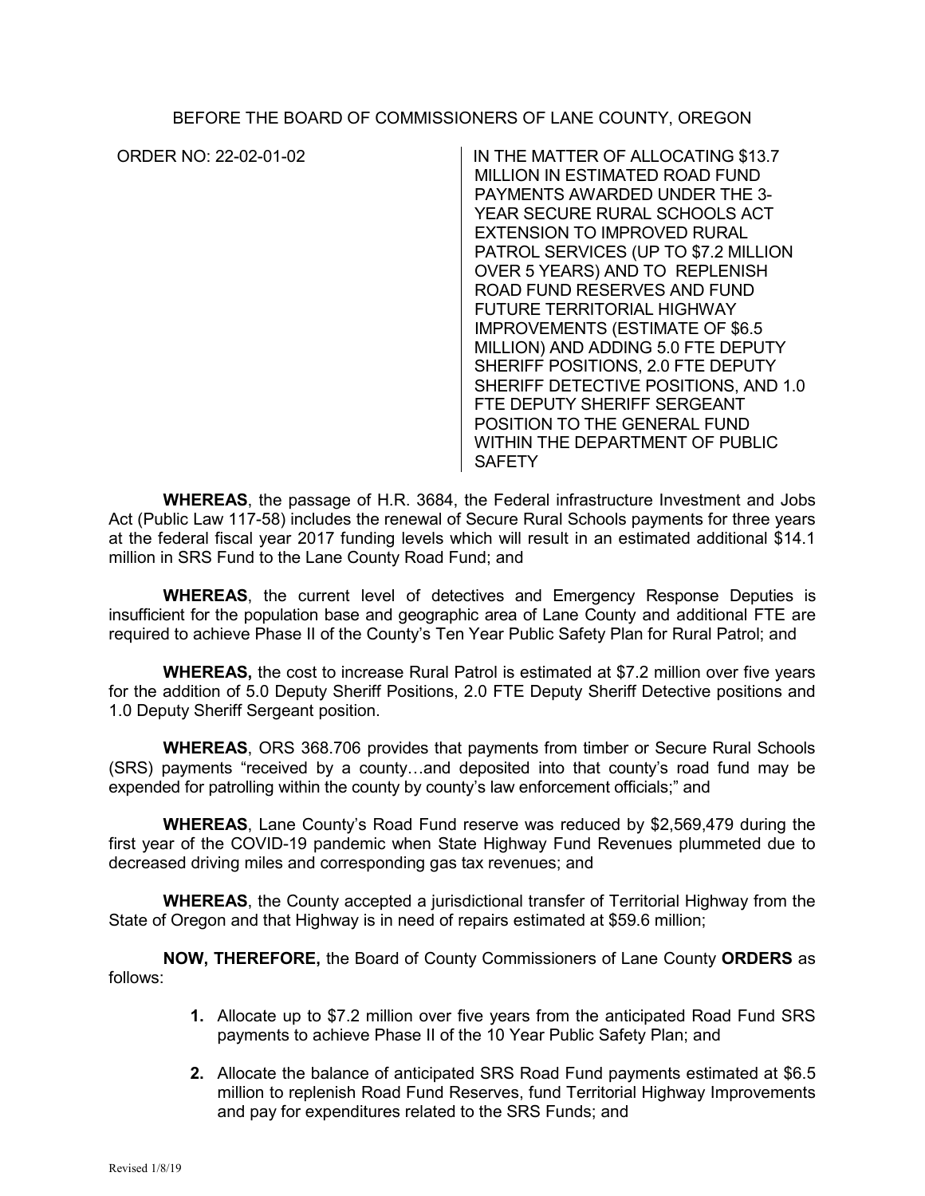BEFORE THE BOARD OF COMMISSIONERS OF LANE COUNTY, OREGON

ORDER NO: 22-02-01-02

IN THE MATTER OF ALLOCATING $13.7 MILLION IN ESTIMATED ROAD FUND PAYMENTS AWARDED UNDER THE 3-YEAR SECURE RURAL SCHOOLS ACT EXTENSION TO IMPROVED RURAL PATROL SERVICES (UP TO $7.2 MILLION OVER 5 YEARS) AND TO REPLENISH ROAD FUND RESERVES AND FUND FUTURE TERRITORIAL HIGHWAY IMPROVEMENTS (ESTIMATE OF $6.5 MILLION) AND ADDING 5.0 FTE DEPUTY SHERIFF POSITIONS, 2.0 FTE DEPUTY SHERIFF DETECTIVE POSITIONS, AND 1.0 FTE DEPUTY SHERIFF SERGEANT POSITION TO THE GENERAL FUND WITHIN THE DEPARTMENT OF PUBLIC SAFETY

**WHEREAS**, the passage of H.R. 3684, the Federal infrastructure Investment and Jobs Act (Public Law 117-58) includes the renewal of Secure Rural Schools payments for three years at the federal fiscal year 2017 funding levels which will result in an estimated additional $14.1 million in SRS Fund to the Lane County Road Fund; and

**WHEREAS**, the current level of detectives and Emergency Response Deputies is insufficient for the population base and geographic area of Lane County and additional FTE are required to achieve Phase II of the County's Ten Year Public Safety Plan for Rural Patrol; and

**WHEREAS,** the cost to increase Rural Patrol is estimated at $7.2 million over five years for the addition of 5.0 Deputy Sheriff Positions, 2.0 FTE Deputy Sheriff Detective positions and 1.0 Deputy Sheriff Sergeant position.

**WHEREAS**, ORS 368.706 provides that payments from timber or Secure Rural Schools (SRS) payments "received by a county…and deposited into that county's road fund may be expended for patrolling within the county by county's law enforcement officials;" and

**WHEREAS**, Lane County's Road Fund reserve was reduced by $2,569,479 during the first year of the COVID-19 pandemic when State Highway Fund Revenues plummeted due to decreased driving miles and corresponding gas tax revenues; and

**WHEREAS**, the County accepted a jurisdictional transfer of Territorial Highway from the State of Oregon and that Highway is in need of repairs estimated at $59.6 million;

**NOW, THEREFORE,** the Board of County Commissioners of Lane County **ORDERS** as follows:

1. Allocate up to $7.2 million over five years from the anticipated Road Fund SRS payments to achieve Phase II of the 10 Year Public Safety Plan; and

2. Allocate the balance of anticipated SRS Road Fund payments estimated at $6.5 million to replenish Road Fund Reserves, fund Territorial Highway Improvements and pay for expenditures related to the SRS Funds; and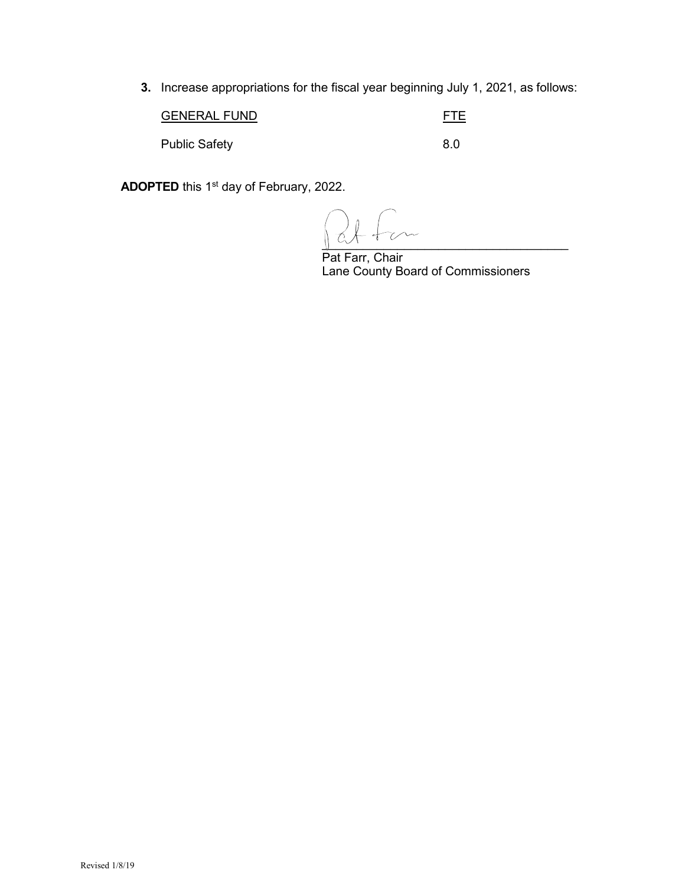**3.** Increase appropriations for the fiscal year beginning July 1, 2021, as follows:

| GENERAL FUND | FTE |
| --- | --- |
| Public Safety | 8.0 |

**ADOPTED** this 1st day of February, 2022.

Pat Farr, Chair
Lane County Board of Commissioners

Revised 1/8/19